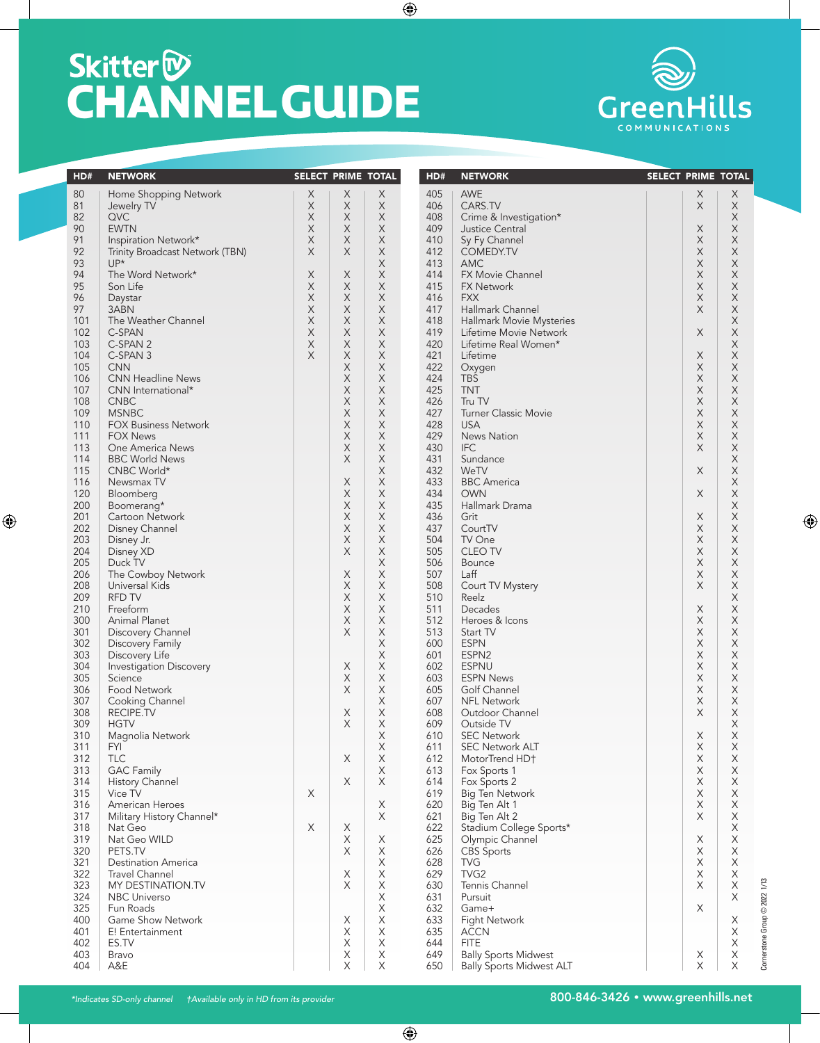# Skitter TV CHANNEL GUIDE

GreenHills COMMUNICATIONS

| HD# | NETWORK | SELECT | PRIME | TOTAL |
|---|---|---|---|---|
| 80 | Home Shopping Network | X | X | X |
| 81 | Jewelry TV | X | X | X |
| 82 | QVC | X | X | X |
| 90 | EWTN | X | X | X |
| 91 | Inspiration Network* | X | X | X |
| 92 | Trinity Broadcast Network (TBN) | X | X | X |
| 93 | UP* | | | X |
| 94 | The Word Network* | X | X | X |
| 95 | Son Life | X | X | X |
| 96 | Daystar | X | X | X |
| 97 | 3ABN | X | X | X |
| 101 | The Weather Channel | X | X | X |
| 102 | C-SPAN | X | X | X |
| 103 | C-SPAN 2 | X | X | X |
| 104 | C-SPAN 3 | X | X | X |
| 105 | CNN | | X | X |
| 106 | CNN Headline News | | X | X |
| 107 | CNN International* | | X | X |
| 108 | CNBC | | X | X |
| 109 | MSNBC | | X | X |
| 110 | FOX Business Network | | X | X |
| 111 | FOX News | | X | X |
| 113 | One America News | | X | X |
| 114 | BBC World News | | X | X |
| 115 | CNBC World* | | | X |
| 116 | Newsmax TV | | X | X |
| 120 | Bloomberg | | X | X |
| 200 | Boomerang* | | X | X |
| 201 | Cartoon Network | | X | X |
| 202 | Disney Channel | | X | X |
| 203 | Disney Jr. | | X | X |
| 204 | Disney XD | | X | X |
| 205 | Duck TV | | | X |
| 206 | The Cowboy Network | | X | X |
| 208 | Universal Kids | | X | X |
| 209 | RFD TV | | X | X |
| 210 | Freeform | | X | X |
| 300 | Animal Planet | | X | X |
| 301 | Discovery Channel | | X | X |
| 302 | Discovery Family | | | X |
| 303 | Discovery Life | | | X |
| 304 | Investigation Discovery | | X | X |
| 305 | Science | | X | X |
| 306 | Food Network | | X | X |
| 307 | Cooking Channel | | | X |
| 308 | RECIPE.TV | | X | X |
| 309 | HGTV | | X | X |
| 310 | Magnolia Network | | | X |
| 311 | FYI | | | X |
| 312 | TLC | | X | X |
| 313 | GAC Family | | | X |
| 314 | History Channel | | X | X |
| 315 | Vice TV | X | | |
| 316 | American Heroes | | | X |
| 317 | Military History Channel* | | | X |
| 318 | Nat Geo | X | X | |
| 319 | Nat Geo WILD | | X | X |
| 320 | PETS.TV | | X | X |
| 321 | Destination America | | | X |
| 322 | Travel Channel | | X | X |
| 323 | MY DESTINATION.TV | | X | X |
| 324 | NBC Universo | | | X |
| 325 | Fun Roads | | | X |
| 400 | Game Show Network | | X | X |
| 401 | E! Entertainment | | X | X |
| 402 | ES.TV | | X | X |
| 403 | Bravo | | X | X |
| 404 | A&E | | X | X |
| 405 | AWE | | X | X |
| 406 | CARS.TV | | X | X |
| 408 | Crime & Investigation* | | | X |
| 409 | Justice Central | | X | X |
| 410 | Sy Fy Channel | | X | X |
| 412 | COMEDY.TV | | X | X |
| 413 | AMC | | X | X |
| 414 | FX Movie Channel | | X | X |
| 415 | FX Network | | X | X |
| 416 | FXX | | X | X |
| 417 | Hallmark Channel | | X | X |
| 418 | Hallmark Movie Mysteries | | | X |
| 419 | Lifetime Movie Network | | X | X |
| 420 | Lifetime Real Women* | | | X |
| 421 | Lifetime | | X | X |
| 422 | Oxygen | | X | X |
| 424 | TBS | | X | X |
| 425 | TNT | | X | X |
| 426 | Tru TV | | X | X |
| 427 | Turner Classic Movie | | X | X |
| 428 | USA | | X | X |
| 429 | News Nation | | X | X |
| 430 | IFC | | X | X |
| 431 | Sundance | | | X |
| 432 | WeTV | | X | X |
| 433 | BBC America | | | X |
| 434 | OWN | | X | X |
| 435 | Hallmark Drama | | | X |
| 436 | Grit | | X | X |
| 437 | CourtTV | | X | X |
| 504 | TV One | | X | X |
| 505 | CLEO TV | | X | X |
| 506 | Bounce | | X | X |
| 507 | Laff | | X | X |
| 508 | Court TV Mystery | | X | X |
| 510 | Reelz | | | X |
| 511 | Decades | | X | X |
| 512 | Heroes & Icons | | X | X |
| 513 | Start TV | | X | X |
| 600 | ESPN | | X | X |
| 601 | ESPN2 | | X | X |
| 602 | ESPNU | | X | X |
| 603 | ESPN News | | X | X |
| 605 | Golf Channel | | X | X |
| 607 | NFL Network | | X | X |
| 608 | Outdoor Channel | | X | X |
| 609 | Outside TV | | | X |
| 610 | SEC Network | | X | X |
| 611 | SEC Network ALT | | X | X |
| 612 | MotorTrend HD† | | X | X |
| 613 | Fox Sports 1 | | X | X |
| 614 | Fox Sports 2 | | X | X |
| 619 | Big Ten Network | | X | X |
| 620 | Big Ten Alt 1 | | X | X |
| 621 | Big Ten Alt 2 | | X | X |
| 622 | Stadium College Sports* | | | X |
| 625 | Olympic Channel | | X | X |
| 626 | CBS Sports | | X | X |
| 628 | TVG | | X | X |
| 629 | TVG2 | | X | X |
| 630 | Tennis Channel | | X | X |
| 631 | Pursuit | | | X |
| 632 | Game+ | | X | |
| 633 | Fight Network | | | X |
| 635 | ACCN | | | X |
| 644 | FITE | | | X |
| 649 | Bally Sports Midwest | | X | X |
| 650 | Bally Sports Midwest ALT | | X | X |

*Indicates SD-only channel    †Available only in HD from its provider

800-846-3426 • www.greenhills.net

Cornerstone Group © 2022 1/13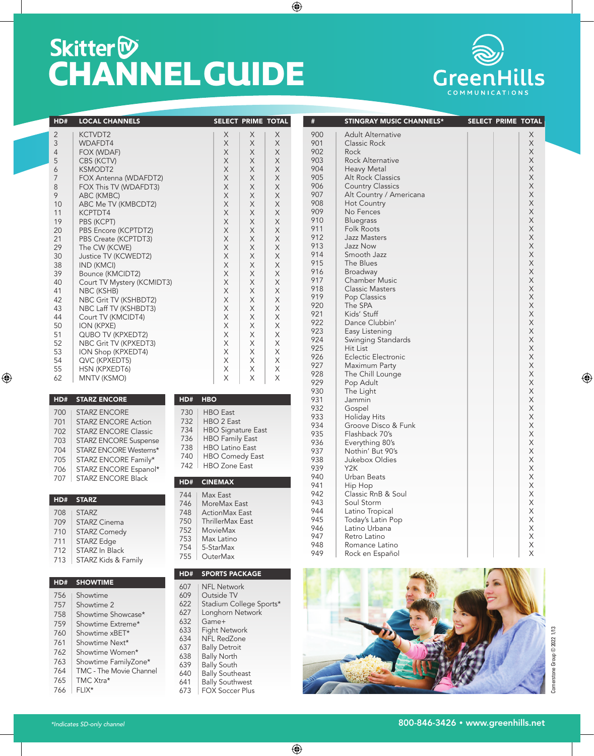# Skitter TV CHANNEL GUIDE

GreenHills COMMUNICATIONS

| HD# | LOCAL CHANNELS | SELECT | PRIME | TOTAL |
|---|---|---|---|---|
| 2 | KCTVDT2 | X | X | X |
| 3 | WDAFDT4 | X | X | X |
| 4 | FOX (WDAF) | X | X | X |
| 5 | CBS (KCTV) | X | X | X |
| 6 | KSMODT2 | X | X | X |
| 7 | FOX Antenna (WDAFDT2) | X | X | X |
| 8 | FOX This TV (WDAFDT3) | X | X | X |
| 9 | ABC (KMBC) | X | X | X |
| 10 | ABC Me TV (KMBCDT2) | X | X | X |
| 11 | KCPTDT4 | X | X | X |
| 19 | PBS (KCPT) | X | X | X |
| 20 | PBS Encore (KCPTDT2) | X | X | X |
| 21 | PBS Create (KCPTDT3) | X | X | X |
| 29 | The CW (KCWE) | X | X | X |
| 30 | Justice TV (KCWEDT2) | X | X | X |
| 38 | IND (KMCI) | X | X | X |
| 39 | Bounce (KMCIDT2) | X | X | X |
| 40 | Court TV Mystery (KCMIDT3) | X | X | X |
| 41 | NBC (KSHB) | X | X | X |
| 42 | NBC Grit TV (KSHBDT2) | X | X | X |
| 43 | NBC Laff TV (KSHBDT3) | X | X | X |
| 44 | Court TV (KMCIDT4) | X | X | X |
| 50 | ION (KPXE) | X | X | X |
| 51 | QUBO TV (KPXEDT2) | X | X | X |
| 52 | NBC Grit TV (KPXEDT3) | X | X | X |
| 53 | ION Shop (KPXEDT4) | X | X | X |
| 54 | QVC (KPXEDT5) | X | X | X |
| 55 | HSN (KPXEDT6) | X | X | X |
| 62 | MNTV (KSMO) | X | X | X |

| HD# | STARZ ENCORE |
|---|---|
| 700 | STARZ ENCORE |
| 701 | STARZ ENCORE Action |
| 702 | STARZ ENCORE Classic |
| 703 | STARZ ENCORE Suspense |
| 704 | STARZ ENCORE Westerns* |
| 705 | STARZ ENCORE Family* |
| 706 | STARZ ENCORE Espanol* |
| 707 | STARZ ENCORE Black |

| HD# | STARZ |
|---|---|
| 708 | STARZ |
| 709 | STARZ Cinema |
| 710 | STARZ Comedy |
| 711 | STARZ Edge |
| 712 | STARZ In Black |
| 713 | STARZ Kids & Family |

| HD# | SHOWTIME |
|---|---|
| 756 | Showtime |
| 757 | Showtime 2 |
| 758 | Showtime Showcase* |
| 759 | Showtime Extreme* |
| 760 | Showtime xBET* |
| 761 | Showtime Next* |
| 762 | Showtime Women* |
| 763 | Showtime FamilyZone* |
| 764 | TMC - The Movie Channel |
| 765 | TMC Xtra* |
| 766 | FLIX* |

| HD# | HBO |
|---|---|
| 730 | HBO East |
| 732 | HBO 2 East |
| 734 | HBO Signature East |
| 736 | HBO Family East |
| 738 | HBO Latino East |
| 740 | HBO Comedy East |
| 742 | HBO Zone East |

| HD# | CINEMAX |
|---|---|
| 744 | Max East |
| 746 | MoreMax East |
| 748 | ActionMax East |
| 750 | ThrillerMax East |
| 752 | MovieMax |
| 753 | Max Latino |
| 754 | 5-StarMax |
| 755 | OuterMax |

| HD# | SPORTS PACKAGE |
|---|---|
| 607 | NFL Network |
| 609 | Outside TV |
| 622 | Stadium College Sports* |
| 627 | Longhorn Network |
| 632 | Game+ |
| 633 | Fight Network |
| 634 | NFL RedZone |
| 637 | Bally Detroit |
| 638 | Bally North |
| 639 | Bally South |
| 640 | Bally Southeast |
| 641 | Bally Southwest |
| 673 | FOX Soccer Plus |

| # | STINGRAY MUSIC CHANNELS* | SELECT | PRIME | TOTAL |
|---|---|---|---|---|
| 900 | Adult Alternative | | | X |
| 901 | Classic Rock | | | X |
| 902 | Rock | | | X |
| 903 | Rock Alternative | | | X |
| 904 | Heavy Metal | | | X |
| 905 | Alt Rock Classics | | | X |
| 906 | Country Classics | | | X |
| 907 | Alt Country / Americana | | | X |
| 908 | Hot Country | | | X |
| 909 | No Fences | | | X |
| 910 | Bluegrass | | | X |
| 911 | Folk Roots | | | X |
| 912 | Jazz Masters | | | X |
| 913 | Jazz Now | | | X |
| 914 | Smooth Jazz | | | X |
| 915 | The Blues | | | X |
| 916 | Broadway | | | X |
| 917 | Chamber Music | | | X |
| 918 | Classic Masters | | | X |
| 919 | Pop Classics | | | X |
| 920 | The SPA | | | X |
| 921 | Kids' Stuff | | | X |
| 922 | Dance Clubbin' | | | X |
| 923 | Easy Listening | | | X |
| 924 | Swinging Standards | | | X |
| 925 | Hit List | | | X |
| 926 | Eclectic Electronic | | | X |
| 927 | Maximum Party | | | X |
| 928 | The Chill Lounge | | | X |
| 929 | Pop Adult | | | X |
| 930 | The Light | | | X |
| 931 | Jammin | | | X |
| 932 | Gospel | | | X |
| 933 | Holiday Hits | | | X |
| 934 | Groove Disco & Funk | | | X |
| 935 | Flashback 70's | | | X |
| 936 | Everything 80's | | | X |
| 937 | Nothin' But 90's | | | X |
| 938 | Jukebox Oldies | | | X |
| 939 | Y2K | | | X |
| 940 | Urban Beats | | | X |
| 941 | Hip Hop | | | X |
| 942 | Classic RnB & Soul | | | X |
| 943 | Soul Storm | | | X |
| 944 | Latino Tropical | | | X |
| 945 | Today's Latin Pop | | | X |
| 946 | Latino Urbana | | | X |
| 947 | Retro Latino | | | X |
| 948 | Romance Latino | | | X |
| 949 | Rock en Español | | | X |

Cornerstone Group © 2022 1/13

*Indicates SD-only channel

800-846-3426 • www.greenhills.net